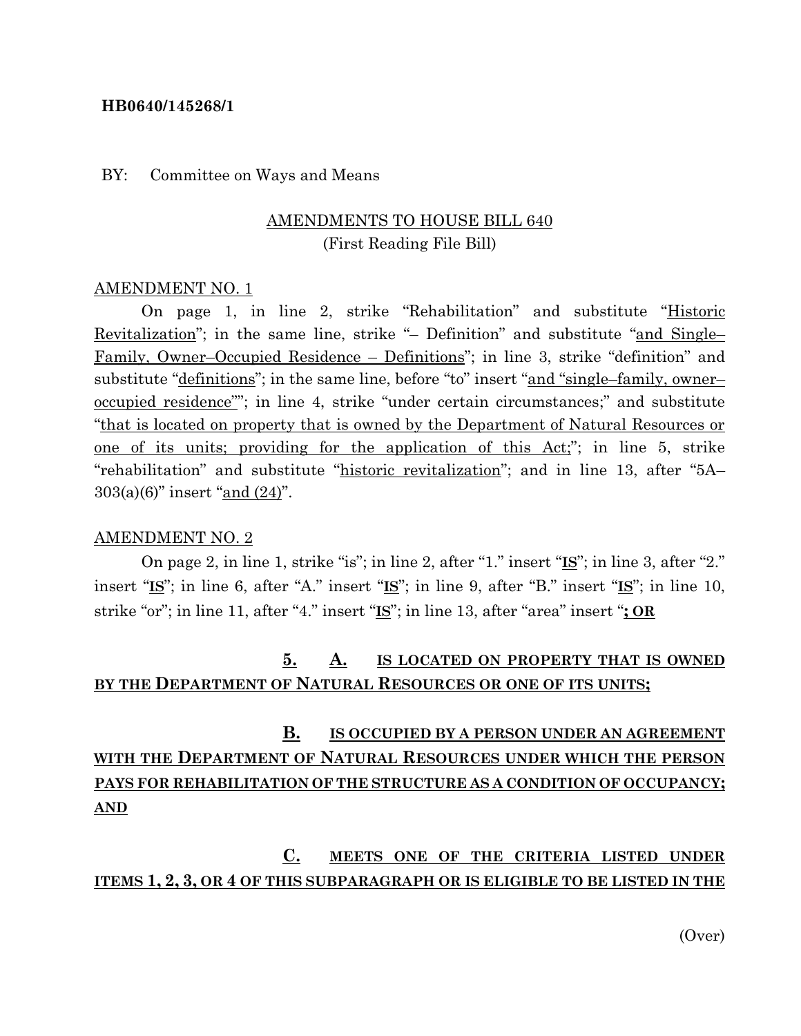**HB0640/145268/1**

BY: Committee on Ways and Means

AMENDMENTS TO HOUSE BILL 640
(First Reading File Bill)

AMENDMENT NO. 1

On page 1, in line 2, strike "Rehabilitation" and substitute "Historic Revitalization"; in the same line, strike "– Definition" and substitute "and Single–Family, Owner–Occupied Residence – Definitions"; in line 3, strike "definition" and substitute "definitions"; in the same line, before "to" insert "and "single–family, owner–occupied residence""; in line 4, strike "under certain circumstances;" and substitute "that is located on property that is owned by the Department of Natural Resources or one of its units; providing for the application of this Act;"; in line 5, strike "rehabilitation" and substitute "historic revitalization"; and in line 13, after "5A–303(a)(6)" insert "and (24)".

AMENDMENT NO. 2

On page 2, in line 1, strike "is"; in line 2, after "1." insert "**IS**"; in line 3, after "2." insert "**IS**"; in line 6, after "A." insert "**IS**"; in line 9, after "B." insert "**IS**"; in line 10, strike "or"; in line 11, after "4." insert "**IS**"; in line 13, after "area" insert "**; OR**

**5. A. IS LOCATED ON PROPERTY THAT IS OWNED BY THE DEPARTMENT OF NATURAL RESOURCES OR ONE OF ITS UNITS;**

**B. IS OCCUPIED BY A PERSON UNDER AN AGREEMENT WITH THE DEPARTMENT OF NATURAL RESOURCES UNDER WHICH THE PERSON PAYS FOR REHABILITATION OF THE STRUCTURE AS A CONDITION OF OCCUPANCY; AND**

**C. MEETS ONE OF THE CRITERIA LISTED UNDER ITEMS 1, 2, 3, OR 4 OF THIS SUBPARAGRAPH OR IS ELIGIBLE TO BE LISTED IN THE**

(Over)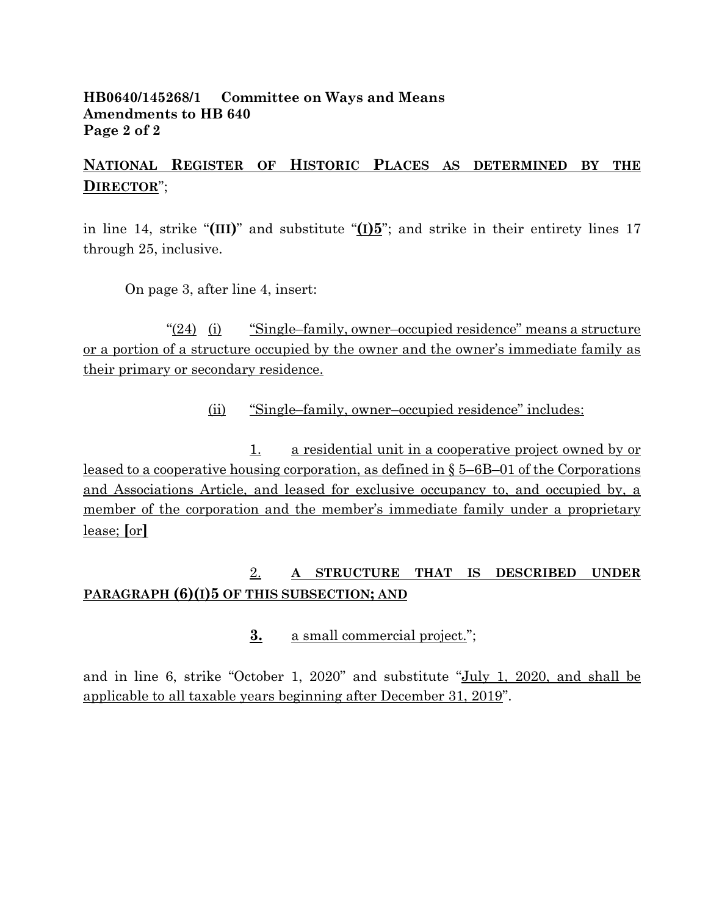**NATIONAL REGISTER OF HISTORIC PLACES AS DETERMINED BY THE DIRECTOR**";

in line 14, strike "**(III)**" and substitute "**(I)5**"; and strike in their entirety lines 17 through 25, inclusive.

On page 3, after line 4, insert:

"(24) (i) "Single–family, owner–occupied residence" means a structure or a portion of a structure occupied by the owner and the owner's immediate family as their primary or secondary residence.

(ii) "Single–family, owner–occupied residence" includes:

1. a residential unit in a cooperative project owned by or leased to a cooperative housing corporation, as defined in § 5–6B–01 of the Corporations and Associations Article, and leased for exclusive occupancy to, and occupied by, a member of the corporation and the member's immediate family under a proprietary lease; **[**or**]**

2. **A STRUCTURE THAT IS DESCRIBED UNDER PARAGRAPH (6)(I)5 OF THIS SUBSECTION; AND**

**3.** a small commercial project.";

and in line 6, strike "October 1, 2020" and substitute "July 1, 2020, and shall be applicable to all taxable years beginning after December 31, 2019".